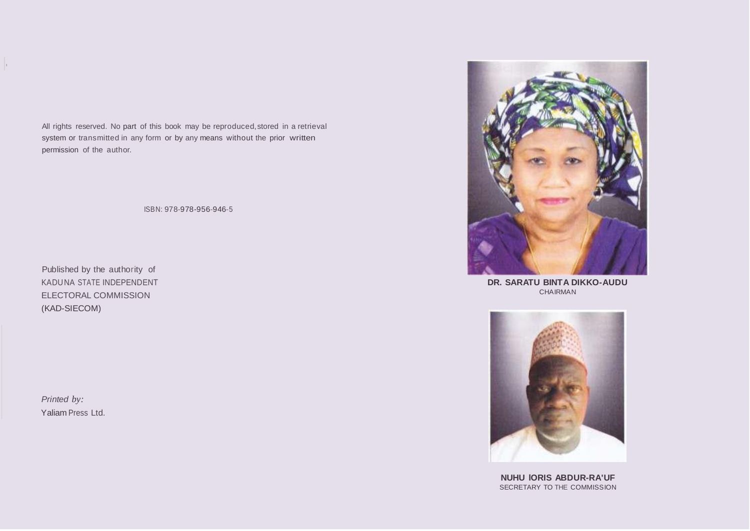All rights reserved. No part of this book may be reproduced, stored in a retrieval system or transmitted in any form or by any means without the prior written permission of the author.

ISBN: 978-978-956-946-5

Published by the authority of
KADUNA STATE INDEPENDENT
ELECTORAL COMMISSION
(KAD-SIECOM)

*Printed by:*
Yaliam Press Ltd.

**DR. SARATU BINTA DIKKO-AUDU**
CHAIRMAN

**NUHU IORIS ABDUR-RA'UF**
SECRETARY TO THE COMMISSION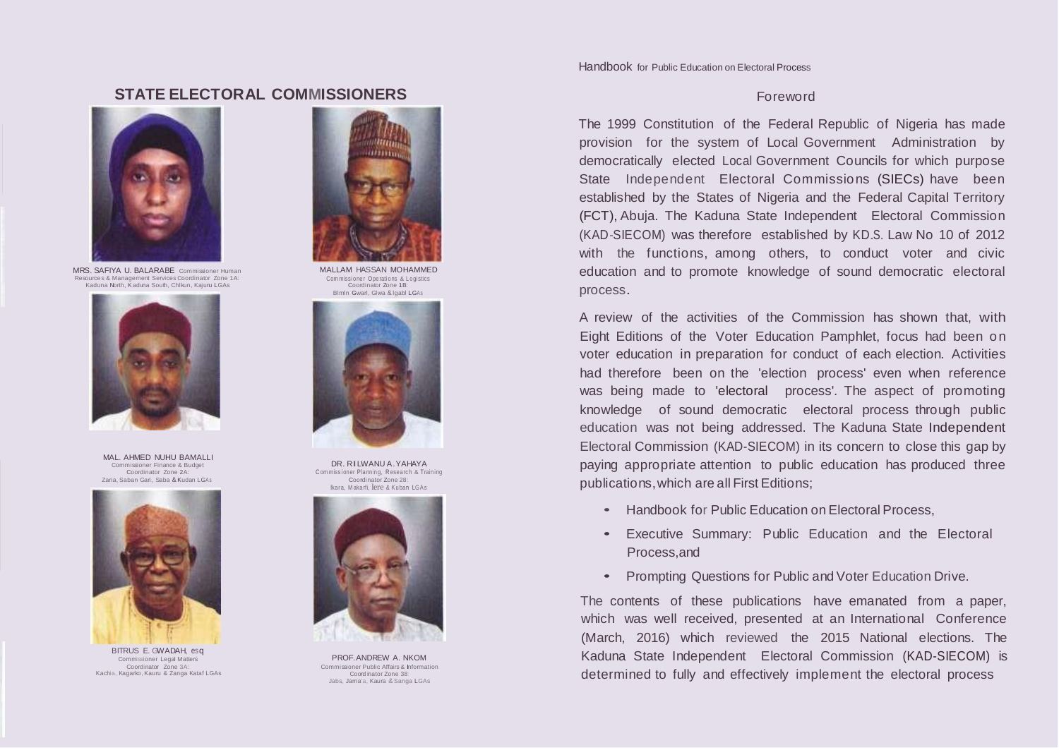## STATE ELECTORAL COMMISSIONERS

MRS. SAFIYA U. BALARABE Commissioner Human Resources & Management Services Coordinator Zone 1A: Kaduna North, Kaduna South, Chikun, Kajuru LGAs

MALLAM HASSAN MOHAMMED Commissioner Operations & Logistics Coordinator Zone 1B: Birnin Gwari, Giwa & Igabi LGAs

MAL. AHMED NUHU BAMALLI Commissioner Finance & Budget Coordinator Zone 2A: Zaria, Saban Gari, Saba & Kudan LGAs

DR. RILWANU A. YAHAYA Commissioner Planning, Research & Training Coordinator Zone 2B: Ikara, Makarfi, lere & Kuban LGAs

BITRUS E. GWADAH, esq Commissioner Legal Matters Coordinator Zone 3A: Kachia, Kagarko, Kauru & Zanga Kataf LGAs

PROF. ANDREW A. NKOM Commissioner Public Affairs & Information Coordinator Zone 3B: Jabs, Jama'a, Kaura & Sanga LGAs

Handbook for Public Education on Electoral Process

## Foreword

The 1999 Constitution of the Federal Republic of Nigeria has made provision for the system of Local Government Administration by democratically elected Local Government Councils for which purpose State Independent Electoral Commissions (SIECs) have been established by the States of Nigeria and the Federal Capital Territory (FCT), Abuja. The Kaduna State Independent Electoral Commission (KAD-SIECOM) was therefore established by KD.S. Law No 10 of 2012 with the functions, among others, to conduct voter and civic education and to promote knowledge of sound democratic electoral process.

A review of the activities of the Commission has shown that, with Eight Editions of the Voter Education Pamphlet, focus had been on voter education in preparation for conduct of each election. Activities had therefore been on the 'election process' even when reference was being made to 'electoral process'. The aspect of promoting knowledge of sound democratic electoral process through public education was not being addressed. The Kaduna State Independent Electoral Commission (KAD-SIECOM) in its concern to close this gap by paying appropriate attention to public education has produced three publications, which are all First Editions;

- Handbook for Public Education on Electoral Process,
- Executive Summary: Public Education and the Electoral Process, and
- Prompting Questions for Public and Voter Education Drive.

The contents of these publications have emanated from a paper, which was well received, presented at an International Conference (March, 2016) which reviewed the 2015 National elections. The Kaduna State Independent Electoral Commission (KAD-SIECOM) is determined to fully and effectively implement the electoral process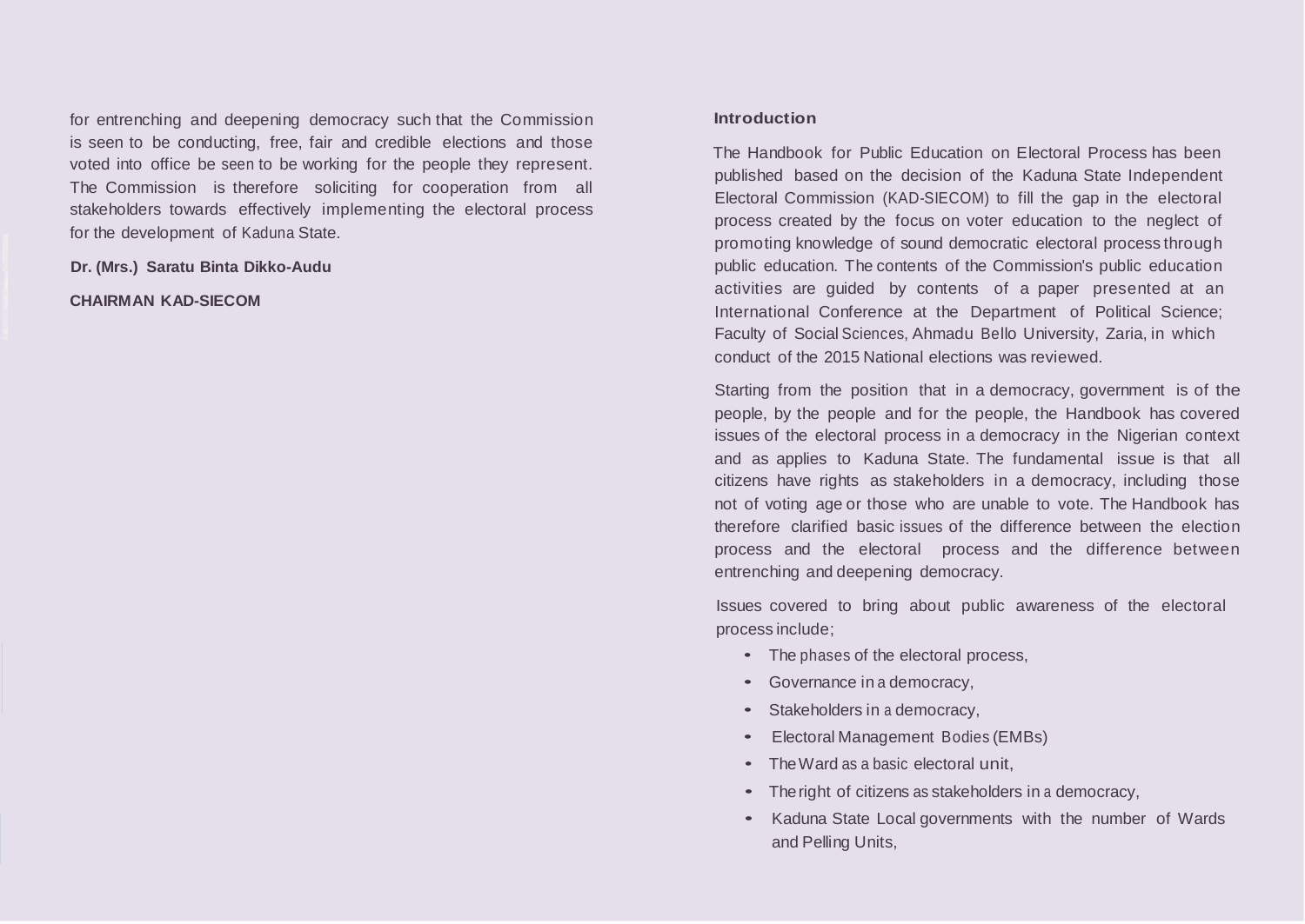for entrenching and deepening democracy such that the Commission is seen to be conducting, free, fair and credible elections and those voted into office be seen to be working for the people they represent. The Commission is therefore soliciting for cooperation from all stakeholders towards effectively implementing the electoral process for the development of Kaduna State.

**Dr. (Mrs.) Saratu Binta Dikko-Audu**

**CHAIRMAN KAD-SIECOM**

## Introduction

The Handbook for Public Education on Electoral Process has been published based on the decision of the Kaduna State Independent Electoral Commission (KAD-SIECOM) to fill the gap in the electoral process created by the focus on voter education to the neglect of promoting knowledge of sound democratic electoral process through public education. The contents of the Commission's public education activities are guided by contents of a paper presented at an International Conference at the Department of Political Science; Faculty of Social Sciences, Ahmadu Bello University, Zaria, in which conduct of the 2015 National elections was reviewed.

Starting from the position that in a democracy, government is of the people, by the people and for the people, the Handbook has covered issues of the electoral process in a democracy in the Nigerian context and as applies to Kaduna State. The fundamental issue is that all citizens have rights as stakeholders in a democracy, including those not of voting age or those who are unable to vote. The Handbook has therefore clarified basic issues of the difference between the election process and the electoral process and the difference between entrenching and deepening democracy.

Issues covered to bring about public awareness of the electoral process include;

- The phases of the electoral process,
- Governance in a democracy,
- Stakeholders in a democracy,
- Electoral Management Bodies (EMBs)
- The Ward as a basic electoral unit,
- The right of citizens as stakeholders in a democracy,
- Kaduna State Local governments with the number of Wards and Pelling Units,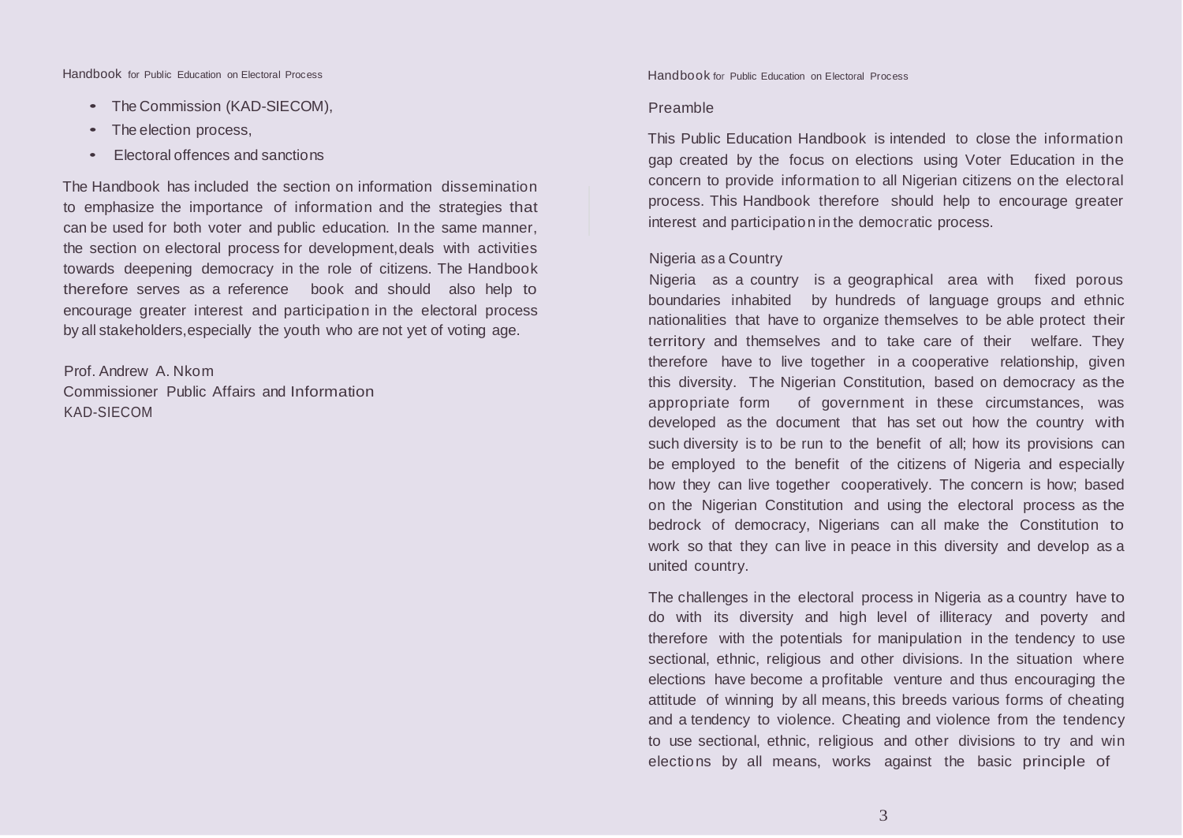- The Commission (KAD-SIECOM),
- The election process,
- Electoral offences and sanctions

The Handbook has included the section on information dissemination to emphasize the importance of information and the strategies that can be used for both voter and public education. In the same manner, the section on electoral process for development, deals with activities towards deepening democracy in the role of citizens. The Handbook therefore serves as a reference book and should also help to encourage greater interest and participation in the electoral process by all stakeholders, especially the youth who are not yet of voting age.

Prof. Andrew A. Nkom
Commissioner Public Affairs and Information
KAD-SIECOM

## Preamble

This Public Education Handbook is intended to close the information gap created by the focus on elections using Voter Education in the concern to provide information to all Nigerian citizens on the electoral process. This Handbook therefore should help to encourage greater interest and participation in the democratic process.

### Nigeria as a Country

Nigeria as a country is a geographical area with fixed porous boundaries inhabited by hundreds of language groups and ethnic nationalities that have to organize themselves to be able protect their territory and themselves and to take care of their welfare. They therefore have to live together in a cooperative relationship, given this diversity. The Nigerian Constitution, based on democracy as the appropriate form of government in these circumstances, was developed as the document that has set out how the country with such diversity is to be run to the benefit of all; how its provisions can be employed to the benefit of the citizens of Nigeria and especially how they can live together cooperatively. The concern is how; based on the Nigerian Constitution and using the electoral process as the bedrock of democracy, Nigerians can all make the Constitution to work so that they can live in peace in this diversity and develop as a united country.

The challenges in the electoral process in Nigeria as a country have to do with its diversity and high level of illiteracy and poverty and therefore with the potentials for manipulation in the tendency to use sectional, ethnic, religious and other divisions. In the situation where elections have become a profitable venture and thus encouraging the attitude of winning by all means, this breeds various forms of cheating and a tendency to violence. Cheating and violence from the tendency to use sectional, ethnic, religious and other divisions to try and win elections by all means, works against the basic principle of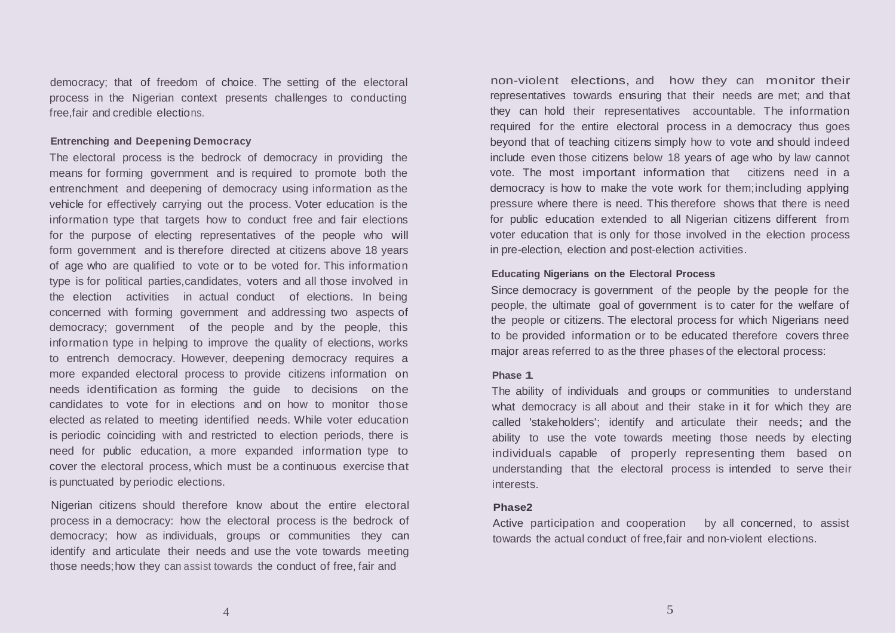democracy; that of freedom of choice. The setting of the electoral process in the Nigerian context presents challenges to conducting free,fair and credible elections.

#### Entrenching and Deepening Democracy

The electoral process is the bedrock of democracy in providing the means for forming government and is required to promote both the entrenchment and deepening of democracy using information as the vehicle for effectively carrying out the process. Voter education is the information type that targets how to conduct free and fair elections for the purpose of electing representatives of the people who will form government and is therefore directed at citizens above 18 years of age who are qualified to vote or to be voted for. This information type is for political parties,candidates, voters and all those involved in the election activities in actual conduct of elections. In being concerned with forming government and addressing two aspects of democracy; government of the people and by the people, this information type in helping to improve the quality of elections, works to entrench democracy. However, deepening democracy requires a more expanded electoral process to provide citizens information on needs identification as forming the guide to decisions on the candidates to vote for in elections and on how to monitor those elected as related to meeting identified needs. While voter education is periodic coinciding with and restricted to election periods, there is need for public education, a more expanded information type to cover the electoral process, which must be a continuous exercise that is punctuated by periodic elections.

Nigerian citizens should therefore know about the entire electoral process in a democracy: how the electoral process is the bedrock of democracy; how as individuals, groups or communities they can identify and articulate their needs and use the vote towards meeting those needs;how they can assist towards the conduct of free, fair and non-violent elections, and how they can monitor their representatives towards ensuring that their needs are met; and that they can hold their representatives accountable. The information required for the entire electoral process in a democracy thus goes beyond that of teaching citizens simply how to vote and should indeed include even those citizens below 18 years of age who by law cannot vote. The most important information that citizens need in a democracy is how to make the vote work for them;including applying pressure where there is need. This therefore shows that there is need for public education extended to all Nigerian citizens different from voter education that is only for those involved in the election process in pre-election, election and post-election activities.

#### Educating Nigerians on the Electoral Process

Since democracy is government of the people by the people for the people, the ultimate goal of government is to cater for the welfare of the people or citizens. The electoral process for which Nigerians need to be provided information or to be educated therefore covers three major areas referred to as the three phases of the electoral process:

**Phase 1**

The ability of individuals and groups or communities to understand what democracy is all about and their stake in it for which they are called 'stakeholders'; identify and articulate their needs; and the ability to use the vote towards meeting those needs by electing individuals capable of properly representing them based on understanding that the electoral process is intended to serve their interests.

**Phase2**

Active participation and cooperation by all concerned, to assist towards the actual conduct of free,fair and non-violent elections.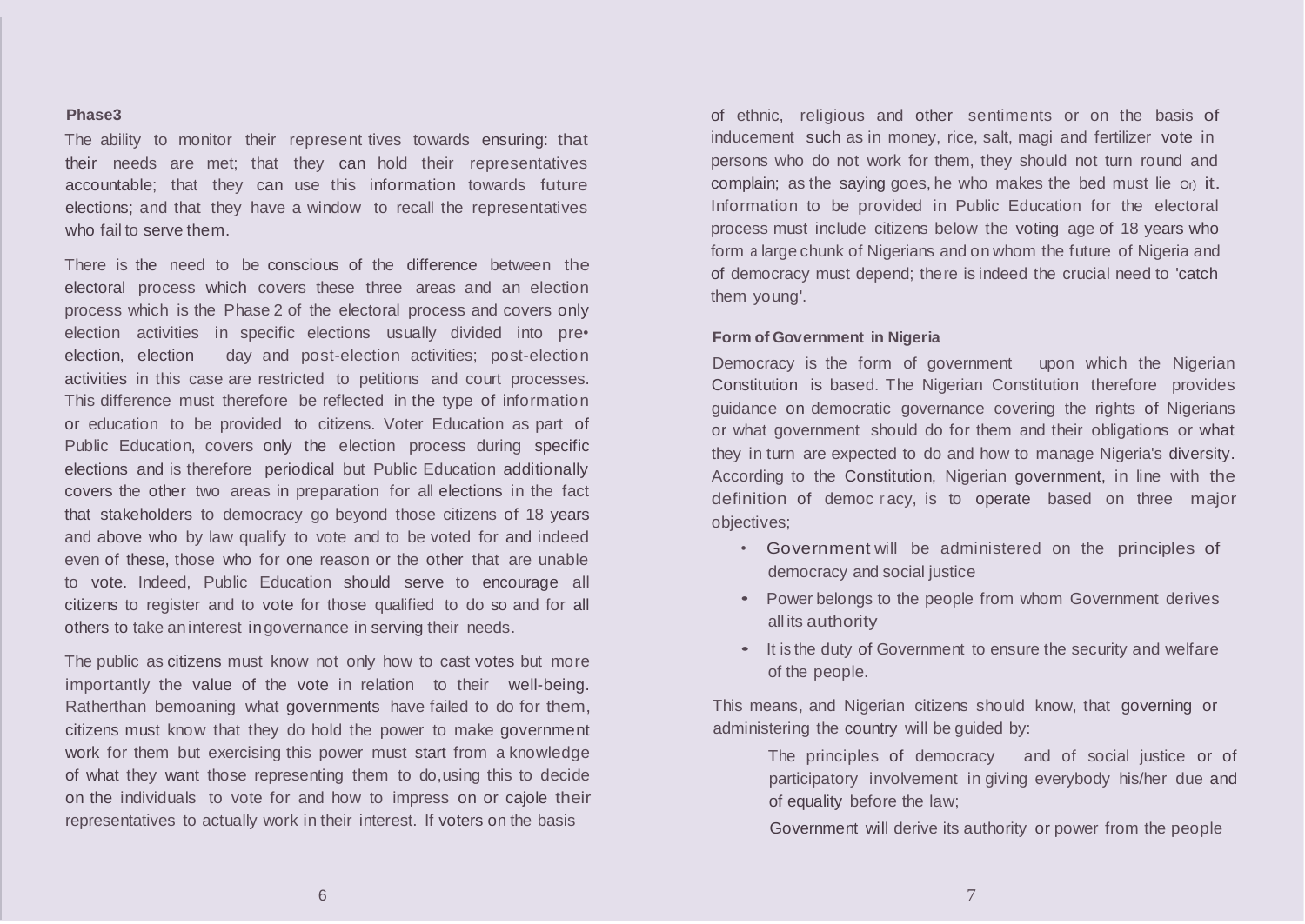**Phase3**

The ability to monitor their represent tives towards ensuring: that their needs are met; that they can hold their representatives accountable; that they can use this information towards future elections; and that they have a window to recall the representatives who fail to serve them.

There is the need to be conscious of the difference between the electoral process which covers these three areas and an election process which is the Phase 2 of the electoral process and covers only election activities in specific elections usually divided into pre• election, election day and post-election activities; post-election activities in this case are restricted to petitions and court processes. This difference must therefore be reflected in the type of information or education to be provided to citizens. Voter Education as part of Public Education, covers only the election process during specific elections and is therefore periodical but Public Education additionally covers the other two areas in preparation for all elections in the fact that stakeholders to democracy go beyond those citizens of 18 years and above who by law qualify to vote and to be voted for and indeed even of these, those who for one reason or the other that are unable to vote. Indeed, Public Education should serve to encourage all citizens to register and to vote for those qualified to do so and for all others to take an interest in governance in serving their needs.

The public as citizens must know not only how to cast votes but more importantly the value of the vote in relation to their well-being. Ratherthan bemoaning what governments have failed to do for them, citizens must know that they do hold the power to make government work for them but exercising this power must start from a knowledge of what they want those representing them to do,using this to decide on the individuals to vote for and how to impress on or cajole their representatives to actually work in their interest. If voters on the basis of ethnic, religious and other sentiments or on the basis of inducement such as in money, rice, salt, magi and fertilizer vote in persons who do not work for them, they should not turn round and complain; as the saying goes, he who makes the bed must lie on it. Information to be provided in Public Education for the electoral process must include citizens below the voting age of 18 years who form a large chunk of Nigerians and on whom the future of Nigeria and of democracy must depend; there is indeed the crucial need to 'catch them young'.

**Form of Government in Nigeria**

Democracy is the form of government upon which the Nigerian Constitution is based. The Nigerian Constitution therefore provides guidance on democratic governance covering the rights of Nigerians or what government should do for them and their obligations or what they in turn are expected to do and how to manage Nigeria's diversity. According to the Constitution, Nigerian government, in line with the definition of democ racy, is to operate based on three major objectives;

- Government will be administered on the principles of democracy and social justice
- Power belongs to the people from whom Government derives all its authority
- It is the duty of Government to ensure the security and welfare of the people.

This means, and Nigerian citizens should know, that governing or administering the country will be guided by:

The principles of democracy and of social justice or of participatory involvement in giving everybody his/her due and of equality before the law;

Government will derive its authority or power from the people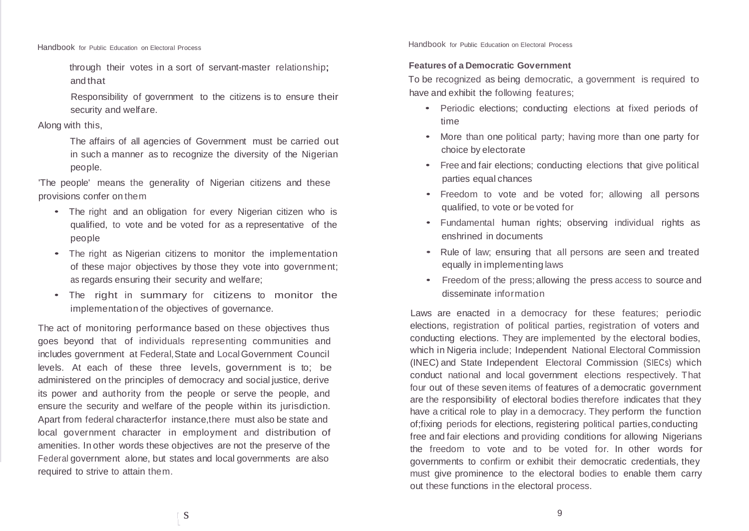through their votes in a sort of servant-master relationship; and that

Responsibility of government to the citizens is to ensure their security and welfare.

Along with this,

The affairs of all agencies of Government must be carried out in such a manner as to recognize the diversity of the Nigerian people.

'The people' means the generality of Nigerian citizens and these provisions confer on them

- The right and an obligation for every Nigerian citizen who is qualified, to vote and be voted for as a representative of the people
- The right as Nigerian citizens to monitor the implementation of these major objectives by those they vote into government; as regards ensuring their security and welfare;
- The right in summary for citizens to monitor the implementation of the objectives of governance.

The act of monitoring performance based on these objectives thus goes beyond that of individuals representing communities and includes government at Federal, State and Local Government Council levels. At each of these three levels, government is to; be administered on the principles of democracy and social justice, derive its power and authority from the people or serve the people, and ensure the security and welfare of the people within its jurisdiction. Apart from federal characterfor instance, there must also be state and local government character in employment and distribution of amenities. In other words these objectives are not the preserve of the Federal government alone, but states and local governments are also required to strive to attain them.

**Features of a Democratic Government**

To be recognized as being democratic, a government is required to have and exhibit the following features;

- Periodic elections; conducting elections at fixed periods of time
- More than one political party; having more than one party for choice by electorate
- Free and fair elections; conducting elections that give political parties equal chances
- Freedom to vote and be voted for; allowing all persons qualified, to vote or be voted for
- Fundamental human rights; observing individual rights as enshrined in documents
- Rule of law; ensuring that all persons are seen and treated equally in implementing laws
- Freedom of the press; allowing the press access to source and disseminate information

Laws are enacted in a democracy for these features; periodic elections, registration of political parties, registration of voters and conducting elections. They are implemented by the electoral bodies, which in Nigeria include; Independent National Electoral Commission (INEC) and State Independent Electoral Commission (SIECs) which conduct national and local government elections respectively. That four out of these seven items of features of a democratic government are the responsibility of electoral bodies therefore indicates that they have a critical role to play in a democracy. They perform the function of;fixing periods for elections, registering political parties, conducting free and fair elections and providing conditions for allowing Nigerians the freedom to vote and to be voted for. In other words for governments to confirm or exhibit their democratic credentials, they must give prominence to the electoral bodies to enable them carry out these functions in the electoral process.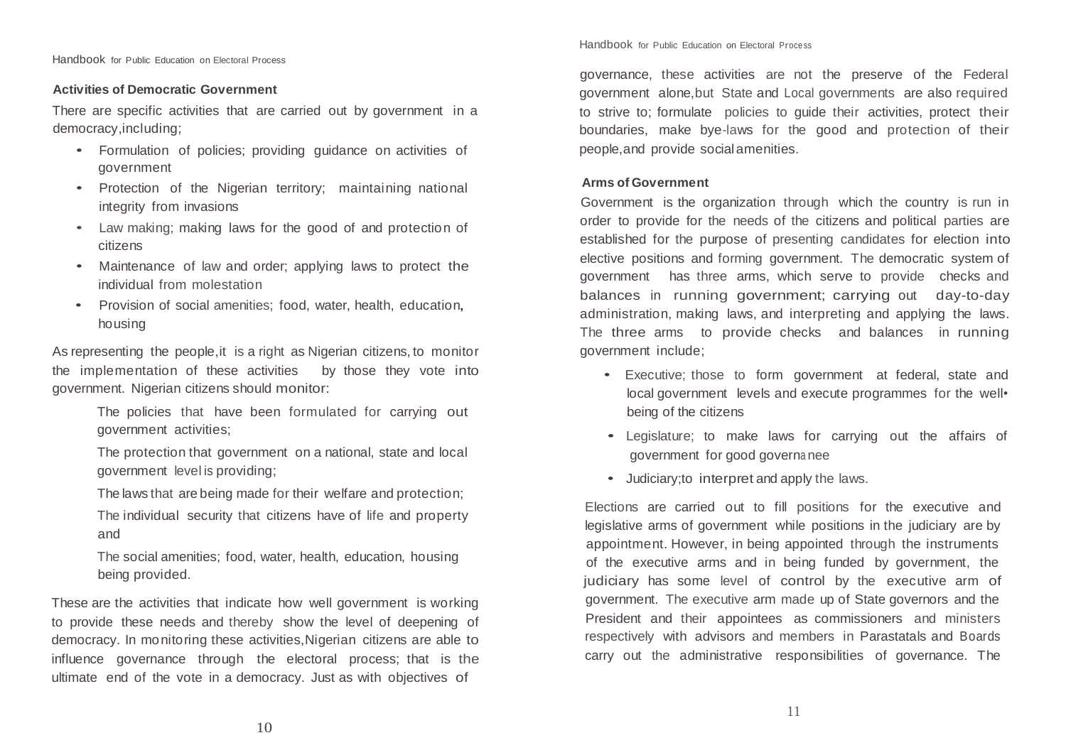### Activities of Democratic Government

There are specific activities that are carried out by government in a democracy,including;

- Formulation of policies; providing guidance on activities of government
- Protection of the Nigerian territory; maintaining national integrity from invasions
- Law making; making laws for the good of and protection of citizens
- Maintenance of law and order; applying laws to protect the individual from molestation
- Provision of social amenities; food, water, health, education, housing

As representing the people,it is a right as Nigerian citizens, to monitor the implementation of these activities by those they vote into government. Nigerian citizens should monitor:

The policies that have been formulated for carrying out government activities;

The protection that government on a national, state and local government level is providing;

The laws that are being made for their welfare and protection;

The individual security that citizens have of life and property and

The social amenities; food, water, health, education, housing being provided.

These are the activities that indicate how well government is working to provide these needs and thereby show the level of deepening of democracy. In monitoring these activities,Nigerian citizens are able to influence governance through the electoral process; that is the ultimate end of the vote in a democracy. Just as with objectives of governance, these activities are not the preserve of the Federal government alone,but State and Local governments are also required to strive to; formulate policies to guide their activities, protect their boundaries, make bye-laws for the good and protection of their people,and provide social amenities.

### Arms of Government

Government is the organization through which the country is run in order to provide for the needs of the citizens and political parties are established for the purpose of presenting candidates for election into elective positions and forming government. The democratic system of government has three arms, which serve to provide checks and balances in running government; carrying out day-to-day administration, making laws, and interpreting and applying the laws. The three arms to provide checks and balances in running government include;

- Executive; those to form government at federal, state and local government levels and execute programmes for the well-being of the citizens
- Legislature; to make laws for carrying out the affairs of government for good governance
- Judiciary;to interpret and apply the laws.

Elections are carried out to fill positions for the executive and legislative arms of government while positions in the judiciary are by appointment. However, in being appointed through the instruments of the executive arms and in being funded by government, the judiciary has some level of control by the executive arm of government. The executive arm made up of State governors and the President and their appointees as commissioners and ministers respectively with advisors and members in Parastatals and Boards carry out the administrative responsibilities of governance. The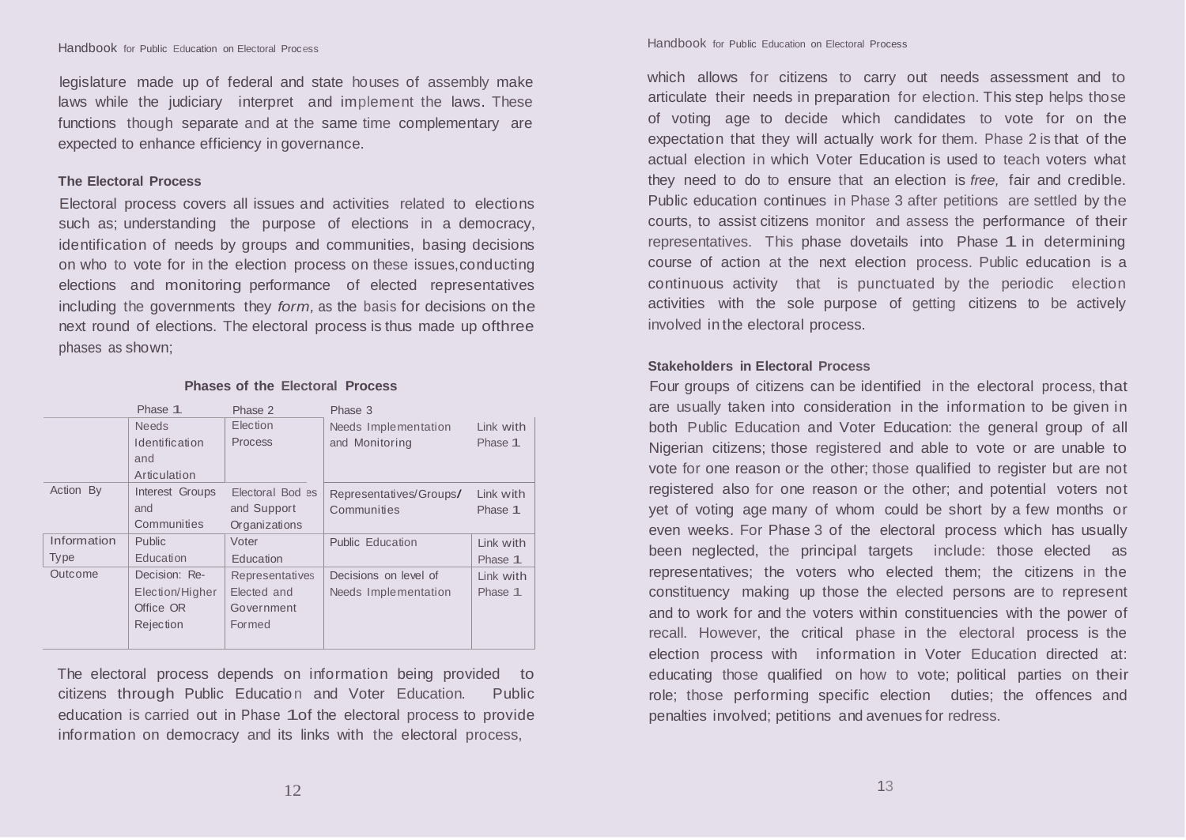legislature made up of federal and state houses of assembly make laws while the judiciary interpret and implement the laws. These functions though separate and at the same time complementary are expected to enhance efficiency in governance.

### The Electoral Process

Electoral process covers all issues and activities related to elections such as; understanding the purpose of elections in a democracy, identification of needs by groups and communities, basing decisions on who to vote for in the election process on these issues, conducting elections and monitoring performance of elected representatives including the governments they *form*, as the basis for decisions on the next round of elections. The electoral process is thus made up of three phases as shown;

**Phases of the Electoral Process**

| | Phase 1 | Phase 2 | Phase 3 | |
|---|---|---|---|---|
| | Needs Identification and Articulation | Election Process | Needs Implementation and Monitoring | Link with Phase 1 |
| Action By | Interest Groups and Communities | Electoral Bodies and Support Organizations | Representatives/Groups/ Communities | Link with Phase 1 |
| Information Type | Public Education | Voter Education | Public Education | Link with Phase 1 |
| Outcome | Decision: Re-Election/Higher Office OR Rejection | Representatives Elected and Government Formed | Decisions on level of Needs Implementation | Link with Phase 1 |

The electoral process depends on information being provided to citizens through Public Education and Voter Education. Public education is carried out in Phase 1 of the electoral process to provide information on democracy and its links with the electoral process, which allows for citizens to carry out needs assessment and to articulate their needs in preparation for election. This step helps those of voting age to decide which candidates to vote for on the expectation that they will actually work for them. Phase 2 is that of the actual election in which Voter Education is used to teach voters what they need to do to ensure that an election is *free,* fair and credible. Public education continues in Phase 3 after petitions are settled by the courts, to assist citizens monitor and assess the performance of their representatives. This phase dovetails into Phase 1 in determining course of action at the next election process. Public education is a continuous activity that is punctuated by the periodic election activities with the sole purpose of getting citizens to be actively involved in the electoral process.

### Stakeholders in Electoral Process

Four groups of citizens can be identified in the electoral process, that are usually taken into consideration in the information to be given in both Public Education and Voter Education: the general group of all Nigerian citizens; those registered and able to vote or are unable to vote for one reason or the other; those qualified to register but are not registered also for one reason or the other; and potential voters not yet of voting age many of whom could be short by a few months or even weeks. For Phase 3 of the electoral process which has usually been neglected, the principal targets include: those elected as representatives; the voters who elected them; the citizens in the constituency making up those the elected persons are to represent and to work for and the voters within constituencies with the power of recall. However, the critical phase in the electoral process is the election process with information in Voter Education directed at: educating those qualified on how to vote; political parties on their role; those performing specific election duties; the offences and penalties involved; petitions and avenues for redress.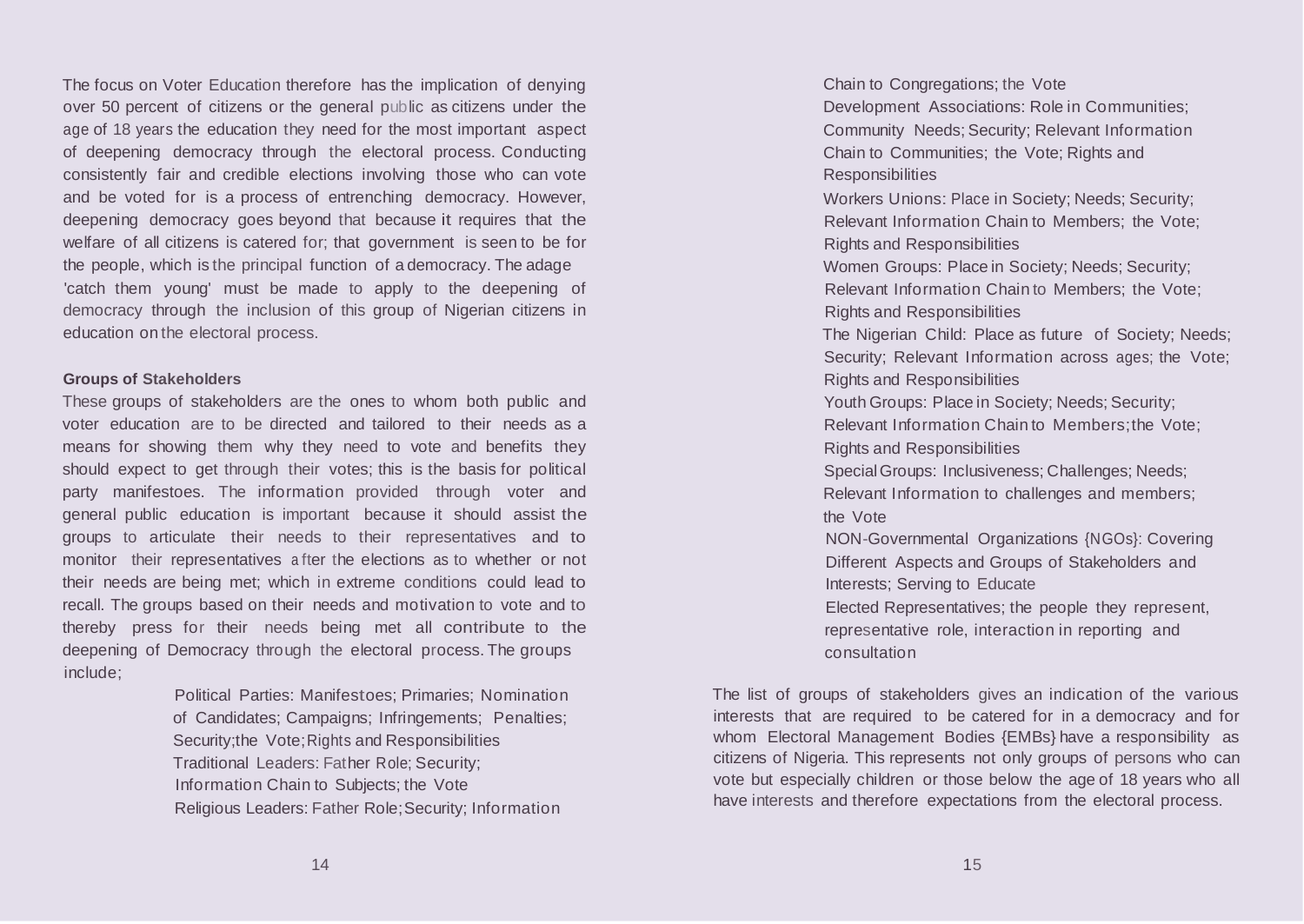The focus on Voter Education therefore has the implication of denying over 50 percent of citizens or the general public as citizens under the age of 18 years the education they need for the most important aspect of deepening democracy through the electoral process. Conducting consistently fair and credible elections involving those who can vote and be voted for is a process of entrenching democracy. However, deepening democracy goes beyond that because it requires that the welfare of all citizens is catered for; that government is seen to be for the people, which is the principal function of a democracy. The adage 'catch them young' must be made to apply to the deepening of democracy through the inclusion of this group of Nigerian citizens in education on the electoral process.

**Groups of Stakeholders**

These groups of stakeholders are the ones to whom both public and voter education are to be directed and tailored to their needs as a means for showing them why they need to vote and benefits they should expect to get through their votes; this is the basis for political party manifestoes. The information provided through voter and general public education is important because it should assist the groups to articulate their needs to their representatives and to monitor their representatives after the elections as to whether or not their needs are being met; which in extreme conditions could lead to recall. The groups based on their needs and motivation to vote and to thereby press for their needs being met all contribute to the deepening of Democracy through the electoral process. The groups include;

- Political Parties: Manifestoes; Primaries; Nomination of Candidates; Campaigns; Infringements; Penalties; Security;the Vote;Rights and Responsibilities
- Traditional Leaders: Father Role; Security; Information Chain to Subjects; the Vote
- Religious Leaders: Father Role;Security; Information Chain to Congregations; the Vote
- Development Associations: Role in Communities; Community Needs; Security; Relevant Information Chain to Communities; the Vote; Rights and Responsibilities
- Workers Unions: Place in Society; Needs; Security; Relevant Information Chain to Members; the Vote; Rights and Responsibilities
- Women Groups: Place in Society; Needs; Security; Relevant Information Chain to Members; the Vote; Rights and Responsibilities
- The Nigerian Child: Place as future of Society; Needs; Security; Relevant Information across ages; the Vote; Rights and Responsibilities
- Youth Groups: Place in Society; Needs; Security; Relevant Information Chain to Members;the Vote; Rights and Responsibilities
- Special Groups: Inclusiveness; Challenges; Needs; Relevant Information to challenges and members; the Vote
- NON-Governmental Organizations {NGOs}: Covering Different Aspects and Groups of Stakeholders and Interests; Serving to Educate
- Elected Representatives; the people they represent, representative role, interaction in reporting and consultation

The list of groups of stakeholders gives an indication of the various interests that are required to be catered for in a democracy and for whom Electoral Management Bodies {EMBs} have a responsibility as citizens of Nigeria. This represents not only groups of persons who can vote but especially children or those below the age of 18 years who all have interests and therefore expectations from the electoral process.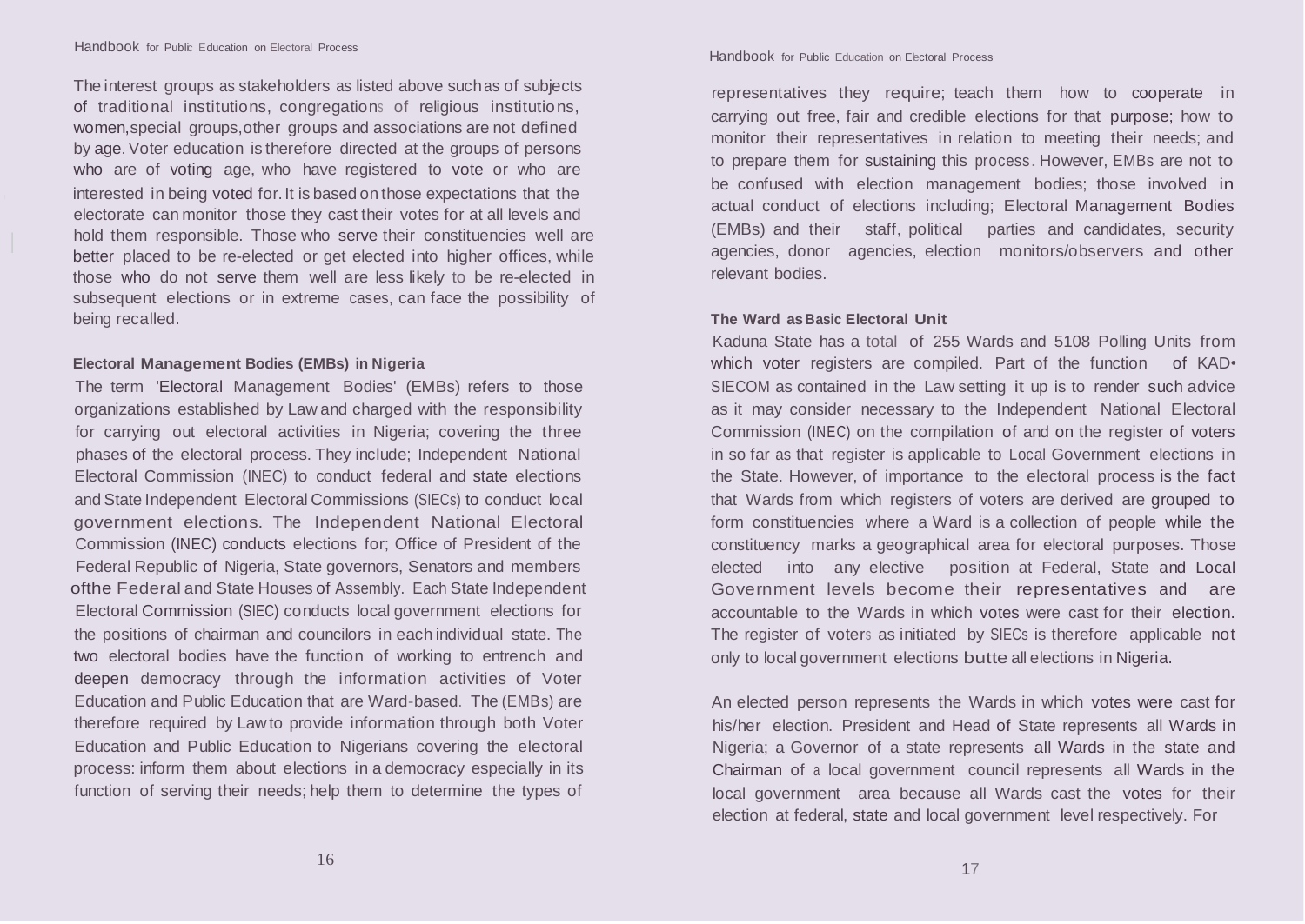The interest groups as stakeholders as listed above such as of subjects of traditional institutions, congregations of religious institutions, women, special groups, other groups and associations are not defined by age. Voter education is therefore directed at the groups of persons who are of voting age, who have registered to vote or who are interested in being voted for. It is based on those expectations that the electorate can monitor those they cast their votes for at all levels and hold them responsible. Those who serve their constituencies well are better placed to be re-elected or get elected into higher offices, while those who do not serve them well are less likely to be re-elected in subsequent elections or in extreme cases, can face the possibility of being recalled.

### Electoral Management Bodies (EMBs) in Nigeria

The term 'Electoral Management Bodies' (EMBs) refers to those organizations established by Law and charged with the responsibility for carrying out electoral activities in Nigeria; covering the three phases of the electoral process. They include; Independent National Electoral Commission (INEC) to conduct federal and state elections and State Independent Electoral Commissions (SIECs) to conduct local government elections. The Independent National Electoral Commission (INEC) conducts elections for; Office of President of the Federal Republic of Nigeria, State governors, Senators and members ofthe Federal and State Houses of Assembly. Each State Independent Electoral Commission (SIEC) conducts local government elections for the positions of chairman and councilors in each individual state. The two electoral bodies have the function of working to entrench and deepen democracy through the information activities of Voter Education and Public Education that are Ward-based. The (EMBs) are therefore required by Law to provide information through both Voter Education and Public Education to Nigerians covering the electoral process: inform them about elections in a democracy especially in its function of serving their needs; help them to determine the types of representatives they require; teach them how to cooperate in carrying out free, fair and credible elections for that purpose; how to monitor their representatives in relation to meeting their needs; and to prepare them for sustaining this process. However, EMBs are not to be confused with election management bodies; those involved in actual conduct of elections including; Electoral Management Bodies (EMBs) and their staff, political parties and candidates, security agencies, donor agencies, election monitors/observers and other relevant bodies.

### The Ward as Basic Electoral Unit

Kaduna State has a total of 255 Wards and 5108 Polling Units from which voter registers are compiled. Part of the function of KAD• SIECOM as contained in the Law setting it up is to render such advice as it may consider necessary to the Independent National Electoral Commission (INEC) on the compilation of and on the register of voters in so far as that register is applicable to Local Government elections in the State. However, of importance to the electoral process is the fact that Wards from which registers of voters are derived are grouped to form constituencies where a Ward is a collection of people while the constituency marks a geographical area for electoral purposes. Those elected into any elective position at Federal, State and Local Government levels become their representatives and are accountable to the Wards in which votes were cast for their election. The register of voters as initiated by SIECs is therefore applicable not only to local government elections butte all elections in Nigeria.

An elected person represents the Wards in which votes were cast for his/her election. President and Head of State represents all Wards in Nigeria; a Governor of a state represents all Wards in the state and Chairman of a local government council represents all Wards in the local government area because all Wards cast the votes for their election at federal, state and local government level respectively. For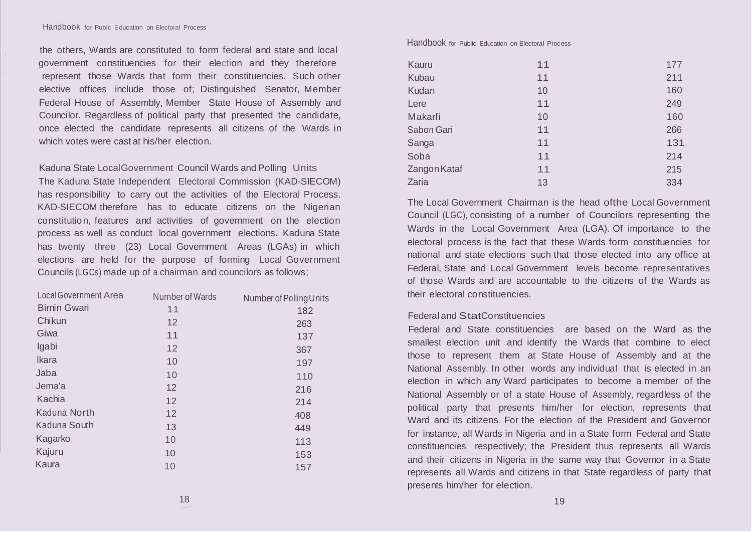the others, Wards are constituted to form federal and state and local government constituencies for their election and they therefore represent those Wards that form their constituencies. Such other elective offices include those of; Distinguished Senator, Member Federal House of Assembly, Member State House of Assembly and Councilor. Regardless of political party that presented the candidate, once elected the candidate represents all citizens of the Wards in which votes were cast at his/her election.

### Kaduna State Local Government Council Wards and Polling Units

The Kaduna State Independent Electoral Commission (KAD-SIECOM) has responsibility to carry out the activities of the Electoral Process. KAD-SIECOM therefore has to educate citizens on the Nigerian constitution, features and activities of government on the election process as well as conduct local government elections. Kaduna State has twenty three (23) Local Government Areas (LGAs) in which elections are held for the purpose of forming Local Government Councils (LGCs) made up of a chairman and councilors as follows;

| Local Government Area | Number of Wards | Number of Polling Units |
|---|---|---|
| Birnin Gwari | 11 | 182 |
| Chikun | 12 | 263 |
| Giwa | 11 | 137 |
| Igabi | 12 | 367 |
| Ikara | 10 | 197 |
| Jaba | 10 | 110 |
| Jema'a | 12 | 216 |
| Kachia | 12 | 214 |
| Kaduna North | 12 | 408 |
| Kaduna South | 13 | 449 |
| Kagarko | 10 | 113 |
| Kajuru | 10 | 153 |
| Kaura | 10 | 157 |
| Kauru | 11 | 177 |
| Kubau | 11 | 211 |
| Kudan | 10 | 160 |
| Lere | 11 | 249 |
| Makarfi | 10 | 160 |
| Sabon Gari | 11 | 266 |
| Sanga | 11 | 131 |
| Soba | 11 | 214 |
| Zangon Kataf | 11 | 215 |
| Zaria | 13 | 334 |

The Local Government Chairman is the head of the Local Government Council (LGC), consisting of a number of Councilors representing the Wards in the Local Government Area (LGA). Of importance to the electoral process is the fact that these Wards form constituencies for national and state elections such that those elected into any office at Federal, State and Local Government levels become representatives of those Wards and are accountable to the citizens of the Wards as their electoral constituencies.

### Federal and Stat Constituencies

Federal and State constituencies are based on the Ward as the smallest election unit and identify the Wards that combine to elect those to represent them at State House of Assembly and at the National Assembly. In other words any individual that is elected in an election in which any Ward participates to become a member of the National Assembly or of a state House of Assembly, regardless of the political party that presents him/her for election, represents that Ward and its citizens. For the election of the President and Governor for instance, all Wards in Nigeria and in a State form Federal and State constituencies respectively; the President thus represents all Wards and their citizens in Nigeria in the same way that Governor in a State represents all Wards and citizens in that State regardless of party that presents him/her for election.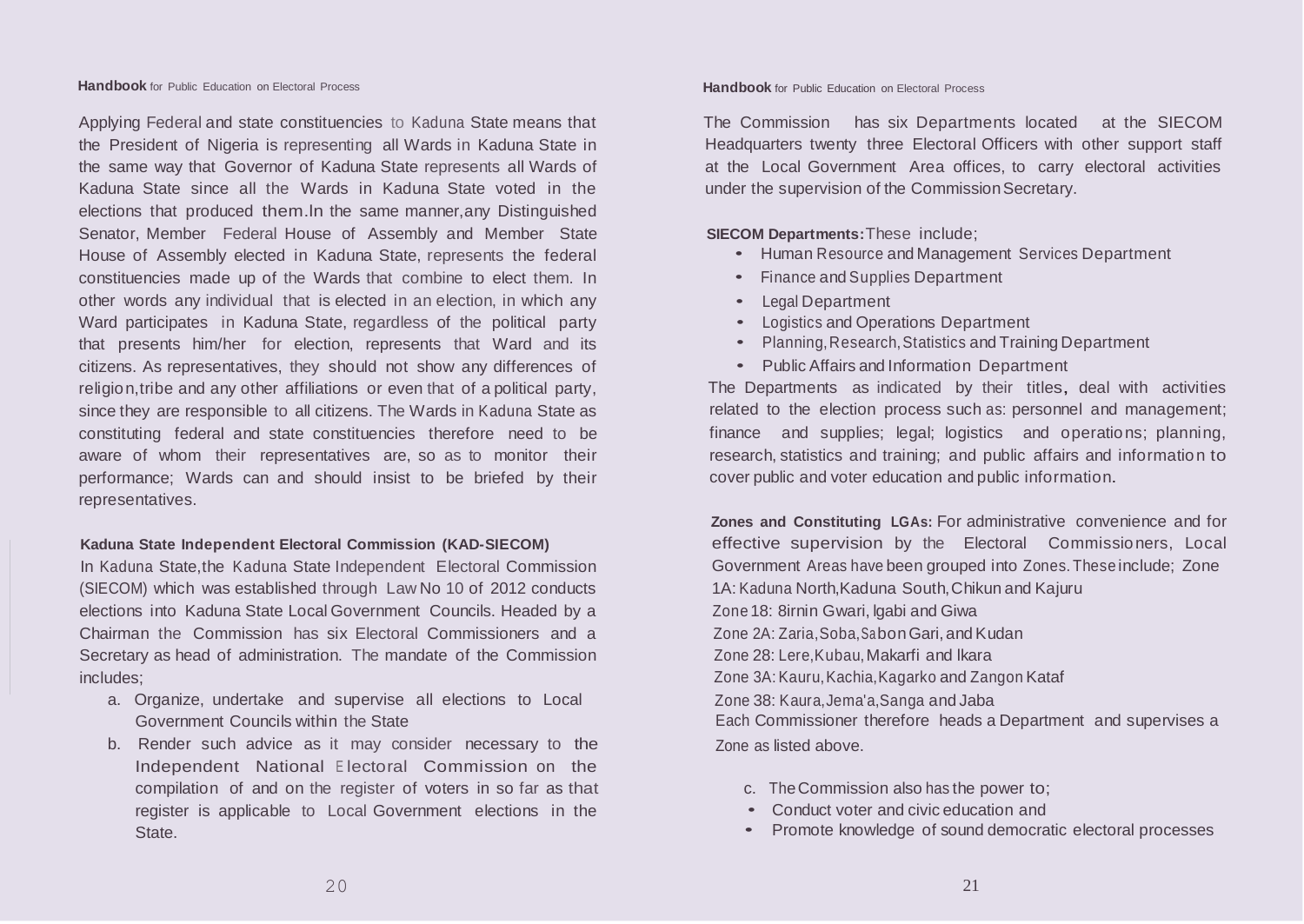Applying Federal and state constituencies to Kaduna State means that the President of Nigeria is representing all Wards in Kaduna State in the same way that Governor of Kaduna State represents all Wards of Kaduna State since all the Wards in Kaduna State voted in the elections that produced them.In the same manner,any Distinguished Senator, Member Federal House of Assembly and Member State House of Assembly elected in Kaduna State, represents the federal constituencies made up of the Wards that combine to elect them. In other words any individual that is elected in an election, in which any Ward participates in Kaduna State, regardless of the political party that presents him/her for election, represents that Ward and its citizens. As representatives, they should not show any differences of religion,tribe and any other affiliations or even that of a political party, since they are responsible to all citizens. The Wards in Kaduna State as constituting federal and state constituencies therefore need to be aware of whom their representatives are, so as to monitor their performance; Wards can and should insist to be briefed by their representatives.

**Kaduna State Independent Electoral Commission (KAD-SIECOM)**

In Kaduna State,the Kaduna State Independent Electoral Commission (SIECOM) which was established through Law No 10 of 2012 conducts elections into Kaduna State Local Government Councils. Headed by a Chairman the Commission has six Electoral Commissioners and a Secretary as head of administration. The mandate of the Commission includes;

a. Organize, undertake and supervise all elections to Local Government Councils within the State

b. Render such advice as it may consider necessary to the Independent National Electoral Commission on the compilation of and on the register of voters in so far as that register is applicable to Local Government elections in the State.

The Commission has six Departments located at the SIECOM Headquarters twenty three Electoral Officers with other support staff at the Local Government Area offices, to carry electoral activities under the supervision of the Commission Secretary.

**SIECOM Departments:** These include;

- Human Resource and Management Services Department
- Finance and Supplies Department
- Legal Department
- Logistics and Operations Department
- Planning, Research, Statistics and Training Department
- Public Affairs and Information Department

The Departments as indicated by their titles, deal with activities related to the election process such as: personnel and management; finance and supplies; legal; logistics and operations; planning, research, statistics and training; and public affairs and information to cover public and voter education and public information.

**Zones and Constituting LGAs:** For administrative convenience and for effective supervision by the Electoral Commissioners, Local Government Areas have been grouped into Zones. These include; Zone 1A: Kaduna North, Kaduna South, Chikun and Kajuru

Zone 1B: Birnin Gwari, Igabi and Giwa

Zone 2A: Zaria, Soba, Sabon Gari, and Kudan

Zone 2B: Lere, Kubau, Makarfi and Ikara

Zone 3A: Kauru, Kachia, Kagarko and Zangon Kataf

Zone 3B: Kaura, Jema'a, Sanga and Jaba

Each Commissioner therefore heads a Department and supervises a Zone as listed above.

c. The Commission also has the power to;

- Conduct voter and civic education and
- Promote knowledge of sound democratic electoral processes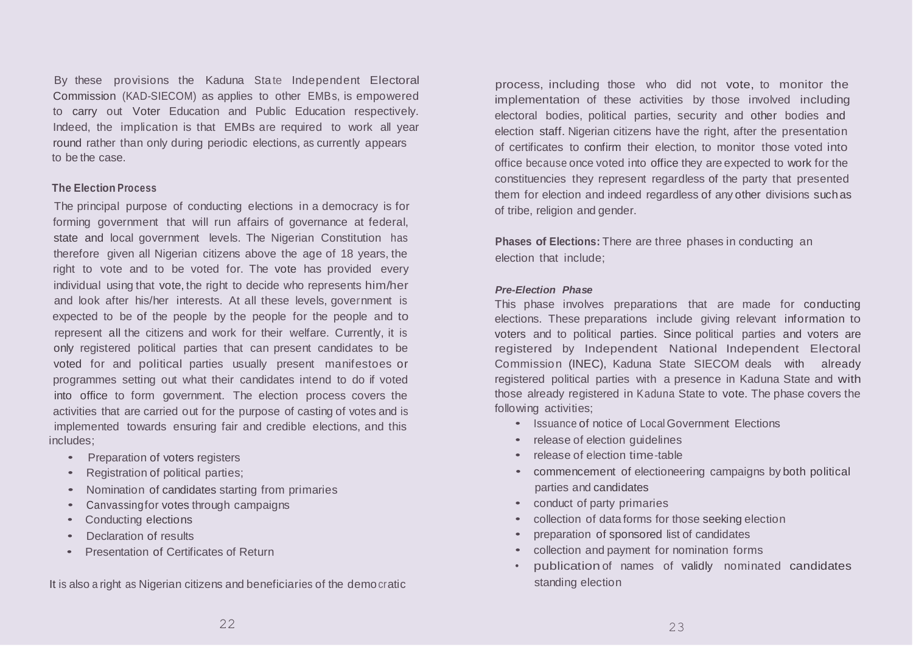By these provisions the Kaduna State Independent Electoral Commission (KAD-SIECOM) as applies to other EMBs, is empowered to carry out Voter Education and Public Education respectively. Indeed, the implication is that EMBs are required to work all year round rather than only during periodic elections, as currently appears to be the case.

**The Election Process**

The principal purpose of conducting elections in a democracy is for forming government that will run affairs of governance at federal, state and local government levels. The Nigerian Constitution has therefore given all Nigerian citizens above the age of 18 years, the right to vote and to be voted for. The vote has provided every individual using that vote, the right to decide who represents him/her and look after his/her interests. At all these levels, government is expected to be of the people by the people for the people and to represent all the citizens and work for their welfare. Currently, it is only registered political parties that can present candidates to be voted for and political parties usually present manifestoes or programmes setting out what their candidates intend to do if voted into office to form government. The election process covers the activities that are carried out for the purpose of casting of votes and is implemented towards ensuring fair and credible elections, and this includes;

- Preparation of voters registers
- Registration of political parties;
- Nomination of candidates starting from primaries
- Canvassing for votes through campaigns
- Conducting elections
- Declaration of results
- Presentation of Certificates of Return

It is also a right as Nigerian citizens and beneficiaries of the democratic process, including those who did not vote, to monitor the implementation of these activities by those involved including electoral bodies, political parties, security and other bodies and election staff. Nigerian citizens have the right, after the presentation of certificates to confirm their election, to monitor those voted into office because once voted into office they are expected to work for the constituencies they represent regardless of the party that presented them for election and indeed regardless of any other divisions such as of tribe, religion and gender.

**Phases of Elections:** There are three phases in conducting an election that include;

***Pre-Election Phase***

This phase involves preparations that are made for conducting elections. These preparations include giving relevant information to voters and to political parties. Since political parties and voters are registered by Independent National Independent Electoral Commission (INEC), Kaduna State SIECOM deals with already registered political parties with a presence in Kaduna State and with those already registered in Kaduna State to vote. The phase covers the following activities;

- Issuance of notice of Local Government Elections
- release of election guidelines
- release of election time-table
- commencement of electioneering campaigns by both political parties and candidates
- conduct of party primaries
- collection of data forms for those seeking election
- preparation of sponsored list of candidates
- collection and payment for nomination forms
- publication of names of validly nominated candidates standing election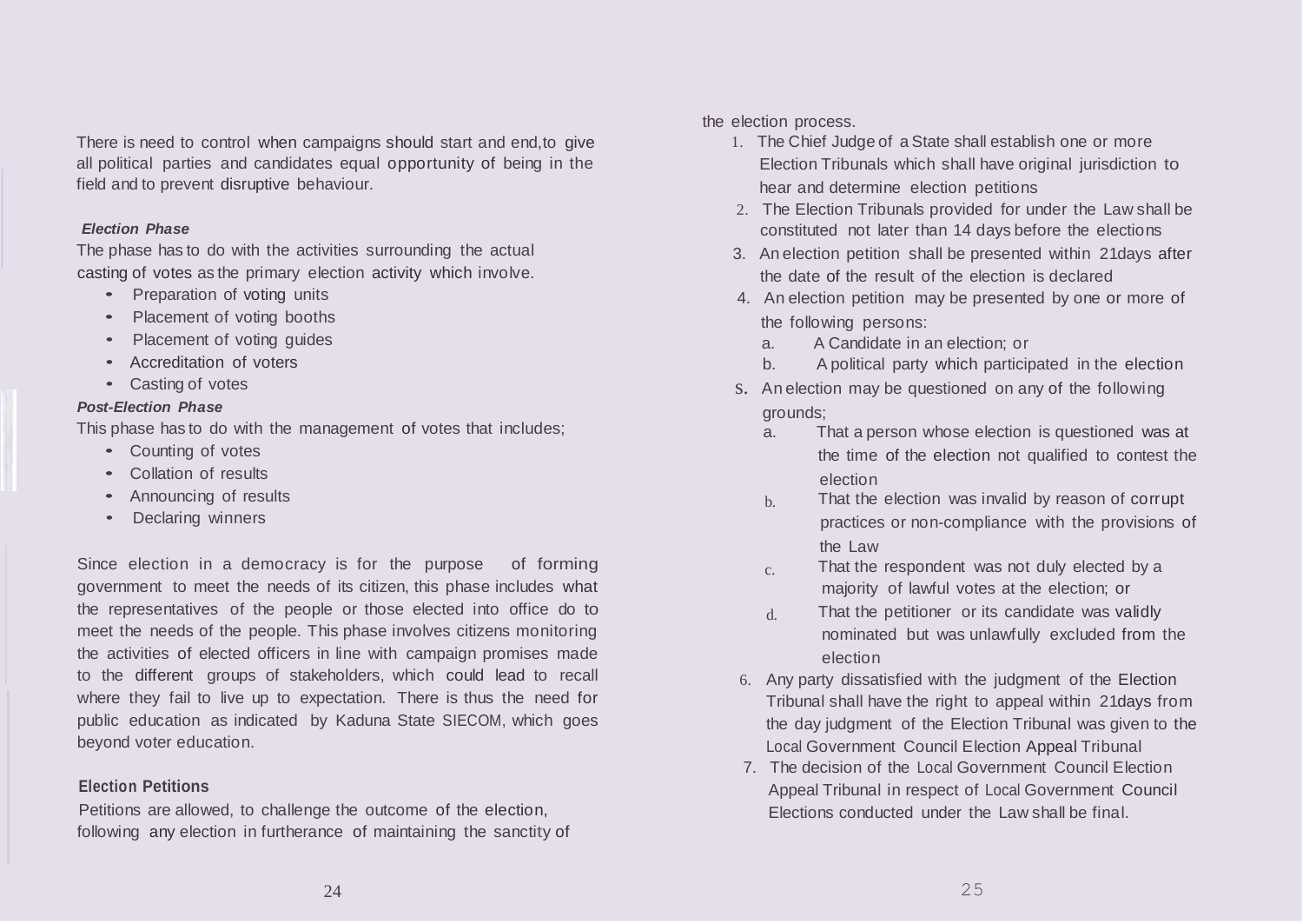There is need to control when campaigns should start and end,to give all political parties and candidates equal opportunity of being in the field and to prevent disruptive behaviour.

***Election Phase***

The phase has to do with the activities surrounding the actual casting of votes as the primary election activity which involve.

- Preparation of voting units
- Placement of voting booths
- Placement of voting guides
- Accreditation of voters
- Casting of votes

***Post-Election Phase***

This phase has to do with the management of votes that includes;

- Counting of votes
- Collation of results
- Announcing of results
- Declaring winners

Since election in a democracy is for the purpose of forming government to meet the needs of its citizen, this phase includes what the representatives of the people or those elected into office do to meet the needs of the people. This phase involves citizens monitoring the activities of elected officers in line with campaign promises made to the different groups of stakeholders, which could lead to recall where they fail to live up to expectation. There is thus the need for public education as indicated by Kaduna State SIECOM, which goes beyond voter education.

**Election Petitions**

Petitions are allowed, to challenge the outcome of the election, following any election in furtherance of maintaining the sanctity of the election process.

1. The Chief Judge of a State shall establish one or more Election Tribunals which shall have original jurisdiction to hear and determine election petitions
2. The Election Tribunals provided for under the Law shall be constituted not later than 14 days before the elections
3. An election petition shall be presented within 21days after the date of the result of the election is declared
4. An election petition may be presented by one or more of the following persons:
   a. A Candidate in an election; or
   b. A political party which participated in the election
5. An election may be questioned on any of the following grounds;
   a. That a person whose election is questioned was at the time of the election not qualified to contest the election
   b. That the election was invalid by reason of corrupt practices or non-compliance with the provisions of the Law
   c. That the respondent was not duly elected by a majority of lawful votes at the election; or
   d. That the petitioner or its candidate was validly nominated but was unlawfully excluded from the election
6. Any party dissatisfied with the judgment of the Election Tribunal shall have the right to appeal within 21days from the day judgment of the Election Tribunal was given to the Local Government Council Election Appeal Tribunal
7. The decision of the Local Government Council Election Appeal Tribunal in respect of Local Government Council Elections conducted under the Law shall be final.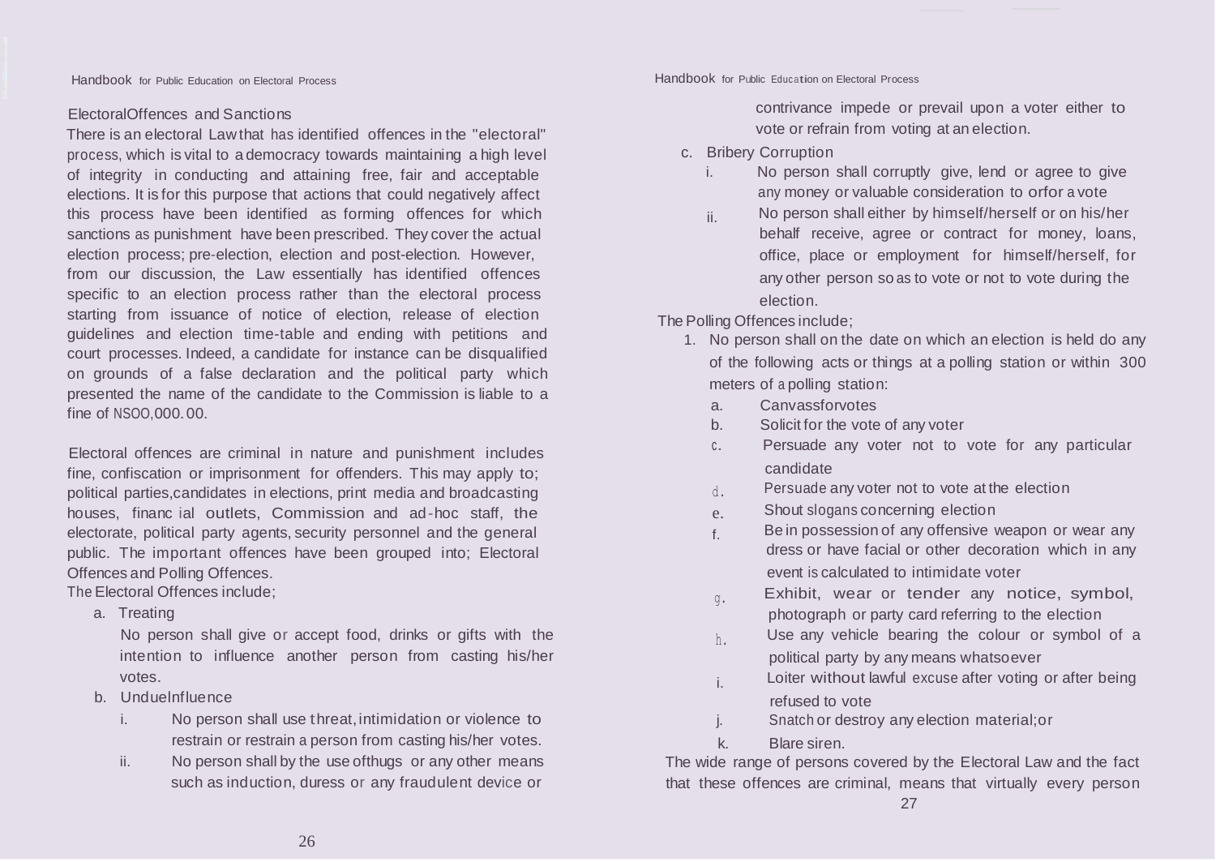## ElectoralOffences and Sanctions

There is an electoral Law that has identified offences in the "electoral" process, which is vital to a democracy towards maintaining a high level of integrity in conducting and attaining free, fair and acceptable elections. It is for this purpose that actions that could negatively affect this process have been identified as forming offences for which sanctions as punishment have been prescribed. They cover the actual election process; pre-election, election and post-election. However, from our discussion, the Law essentially has identified offences specific to an election process rather than the electoral process starting from issuance of notice of election, release of election guidelines and election time-table and ending with petitions and court processes. Indeed, a candidate for instance can be disqualified on grounds of a false declaration and the political party which presented the name of the candidate to the Commission is liable to a fine of NSOO,000.00.

Electoral offences are criminal in nature and punishment includes fine, confiscation or imprisonment for offenders. This may apply to; political parties,candidates in elections, print media and broadcasting houses, financ ial outlets, Commission and ad-hoc staff, the electorate, political party agents, security personnel and the general public. The important offences have been grouped into; Electoral Offences and Polling Offences.

The Electoral Offences include;

a. Treating

   No person shall give or accept food, drinks or gifts with the intention to influence another person from casting his/her votes.

b. UndueInfluence

   i. No person shall use threat, intimidation or violence to restrain or restrain a person from casting his/her votes.

   ii. No person shall by the use ofthugs or any other means such as induction, duress or any fraudulent device or contrivance impede or prevail upon a voter either to vote or refrain from voting at an election.

c. Bribery Corruption

   i. No person shall corruptly give, lend or agree to give any money or valuable consideration to orfor a vote

   ii. No person shall either by himself/herself or on his/her behalf receive, agree or contract for money, loans, office, place or employment for himself/herself, for any other person so as to vote or not to vote during the election.

The Polling Offences include;

1. No person shall on the date on which an election is held do any of the following acts or things at a polling station or within 300 meters of a polling station:

   a. Canvassforvotes
   b. Solicit for the vote of any voter
   c. Persuade any voter not to vote for any particular candidate
   d. Persuade any voter not to vote at the election
   e. Shout slogans concerning election
   f. Be in possession of any offensive weapon or wear any dress or have facial or other decoration which in any event is calculated to intimidate voter
   g. Exhibit, wear or tender any notice, symbol, photograph or party card referring to the election
   h. Use any vehicle bearing the colour or symbol of a political party by any means whatsoever
   i. Loiter without lawful excuse after voting or after being refused to vote
   j. Snatch or destroy any election material;or
   k. Blare siren.

The wide range of persons covered by the Electoral Law and the fact that these offences are criminal, means that virtually every person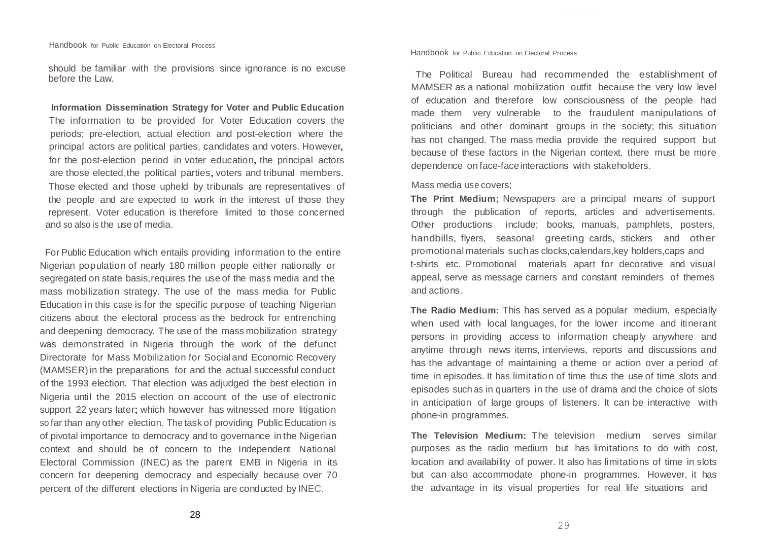should be familiar with the provisions since ignorance is no excuse before the Law.

**Information Dissemination Strategy for Voter and Public Education**

The information to be provided for Voter Education covers the periods; pre-election, actual election and post-election where the principal actors are political parties, candidates and voters. However, for the post-election period in voter education, the principal actors are those elected, the political parties, voters and tribunal members. Those elected and those upheld by tribunals are representatives of the people and are expected to work in the interest of those they represent. Voter education is therefore limited to those concerned and so also is the use of media.

For Public Education which entails providing information to the entire Nigerian population of nearly 180 million people either nationally or segregated on state basis, requires the use of the mass media and the mass mobilization strategy. The use of the mass media for Public Education in this case is for the specific purpose of teaching Nigerian citizens about the electoral process as the bedrock for entrenching and deepening democracy. The use of the mass mobilization strategy was demonstrated in Nigeria through the work of the defunct Directorate for Mass Mobilization for Social and Economic Recovery (MAMSER) in the preparations for and the actual successful conduct of the 1993 election. That election was adjudged the best election in Nigeria until the 2015 election on account of the use of electronic support 22 years later; which however has witnessed more litigation so far than any other election. The task of providing Public Education is of pivotal importance to democracy and to governance in the Nigerian context and should be of concern to the Independent National Electoral Commission (INEC) as the parent EMB in Nigeria in its concern for deepening democracy and especially because over 70 percent of the different elections in Nigeria are conducted by INEC.

The Political Bureau had recommended the establishment of MAMSER as a national mobilization outfit because the very low level of education and therefore low consciousness of the people had made them very vulnerable to the fraudulent manipulations of politicians and other dominant groups in the society; this situation has not changed. The mass media provide the required support but because of these factors in the Nigerian context, there must be more dependence on face-face interactions with stakeholders.

Mass media use covers;

**The Print Medium;** Newspapers are a principal means of support through the publication of reports, articles and advertisements. Other productions include; books, manuals, pamphlets, posters, handbills, flyers, seasonal greeting cards, stickers and other promotional materials such as clocks, calendars, key holders, caps and t-shirts etc. Promotional materials apart for decorative and visual appeal, serve as message carriers and constant reminders of themes and actions.

**The Radio Medium:** This has served as a popular medium, especially when used with local languages, for the lower income and itinerant persons in providing access to information cheaply anywhere and anytime through news items, interviews, reports and discussions and has the advantage of maintaining a theme or action over a period of time in episodes. It has limitation of time thus the use of time slots and episodes such as in quarters in the use of drama and the choice of slots in anticipation of large groups of listeners. It can be interactive with phone-in programmes.

**The Television Medium:** The television medium serves similar purposes as the radio medium but has limitations to do with cost, location and availability of power. It also has limitations of time in slots but can also accommodate phone-in programmes. However, it has the advantage in its visual properties for real life situations and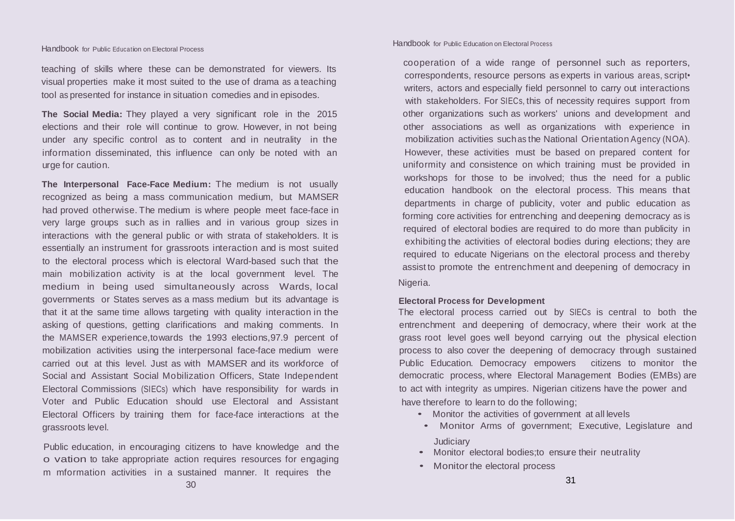teaching of skills where these can be demonstrated for viewers. Its visual properties make it most suited to the use of drama as a teaching tool as presented for instance in situation comedies and in episodes.

**The Social Media:** They played a very significant role in the 2015 elections and their role will continue to grow. However, in not being under any specific control as to content and in neutrality in the information disseminated, this influence can only be noted with an urge for caution.

**The Interpersonal Face-Face Medium:** The medium is not usually recognized as being a mass communication medium, but MAMSER had proved otherwise. The medium is where people meet face-face in very large groups such as in rallies and in various group sizes in interactions with the general public or with strata of stakeholders. It is essentially an instrument for grassroots interaction and is most suited to the electoral process which is electoral Ward-based such that the main mobilization activity is at the local government level. The medium in being used simultaneously across Wards, local governments or States serves as a mass medium but its advantage is that it at the same time allows targeting with quality interaction in the asking of questions, getting clarifications and making comments. In the MAMSER experience,towards the 1993 elections,97.9 percent of mobilization activities using the interpersonal face-face medium were carried out at this level. Just as with MAMSER and its workforce of Social and Assistant Social Mobilization Officers, State Independent Electoral Commissions (SIECs) which have responsibility for wards in Voter and Public Education should use Electoral and Assistant Electoral Officers by training them for face-face interactions at the grassroots level.

Public education, in encouraging citizens to have knowledge and the o vation to take appropriate action requires resources for engaging m mformation activities in a sustained manner. It requires the cooperation of a wide range of personnel such as reporters, correspondents, resource persons as experts in various areas, script• writers, actors and especially field personnel to carry out interactions with stakeholders. For SIECs, this of necessity requires support from other organizations such as workers' unions and development and other associations as well as organizations with experience in mobilization activities such as the National Orientation Agency (NOA). However, these activities must be based on prepared content for uniformity and consistence on which training must be provided in workshops for those to be involved; thus the need for a public education handbook on the electoral process. This means that departments in charge of publicity, voter and public education as forming core activities for entrenching and deepening democracy as is required of electoral bodies are required to do more than publicity in exhibiting the activities of electoral bodies during elections; they are required to educate Nigerians on the electoral process and thereby assist to promote the entrenchment and deepening of democracy in Nigeria.

**Electoral Process for Development**

The electoral process carried out by SIECs is central to both the entrenchment and deepening of democracy, where their work at the grass root level goes well beyond carrying out the physical election process to also cover the deepening of democracy through sustained Public Education. Democracy empowers citizens to monitor the democratic process, where Electoral Management Bodies (EMBs) are to act with integrity as umpires. Nigerian citizens have the power and have therefore to learn to do the following;

- Monitor the activities of government at all levels
- Monitor Arms of government; Executive, Legislature and Judiciary
- Monitor electoral bodies;to ensure their neutrality
- Monitor the electoral process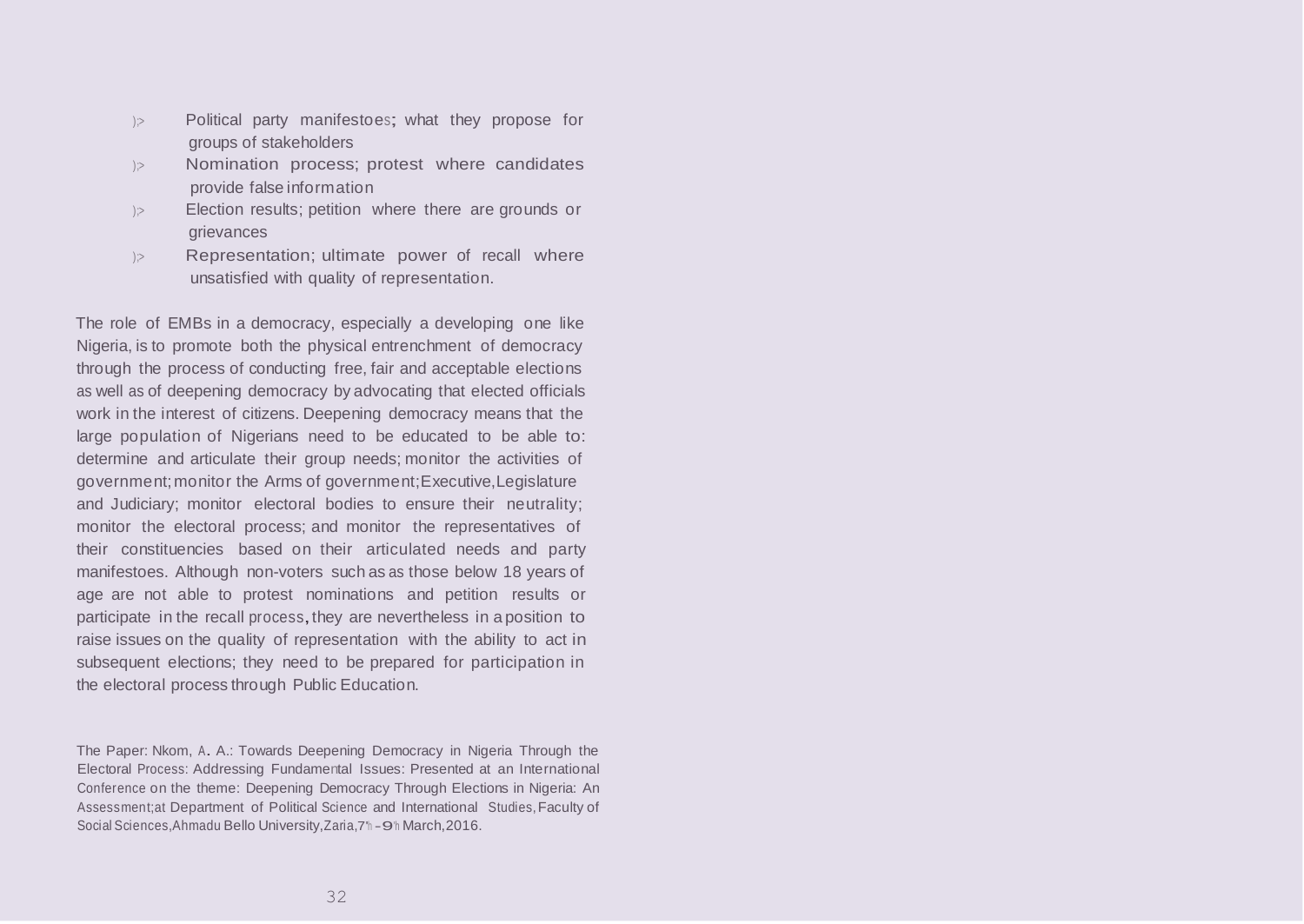- Political party manifestoes; what they propose for groups of stakeholders
- Nomination process; protest where candidates provide false information
- Election results; petition where there are grounds or grievances
- Representation; ultimate power of recall where unsatisfied with quality of representation.

The role of EMBs in a democracy, especially a developing one like Nigeria, is to promote both the physical entrenchment of democracy through the process of conducting free, fair and acceptable elections as well as of deepening democracy by advocating that elected officials work in the interest of citizens. Deepening democracy means that the large population of Nigerians need to be educated to be able to: determine and articulate their group needs; monitor the activities of government; monitor the Arms of government; Executive, Legislature and Judiciary; monitor electoral bodies to ensure their neutrality; monitor the electoral process; and monitor the representatives of their constituencies based on their articulated needs and party manifestoes. Although non-voters such as as those below 18 years of age are not able to protest nominations and petition results or participate in the recall process, they are nevertheless in a position to raise issues on the quality of representation with the ability to act in subsequent elections; they need to be prepared for participation in the electoral process through Public Education.

The Paper: Nkom, A. A.: Towards Deepening Democracy in Nigeria Through the Electoral Process: Addressing Fundamental Issues: Presented at an International Conference on the theme: Deepening Democracy Through Elections in Nigeria: An Assessment; at Department of Political Science and International Studies, Faculty of Social Sciences, Ahmadu Bello University, Zaria, 7th - 9th March, 2016.